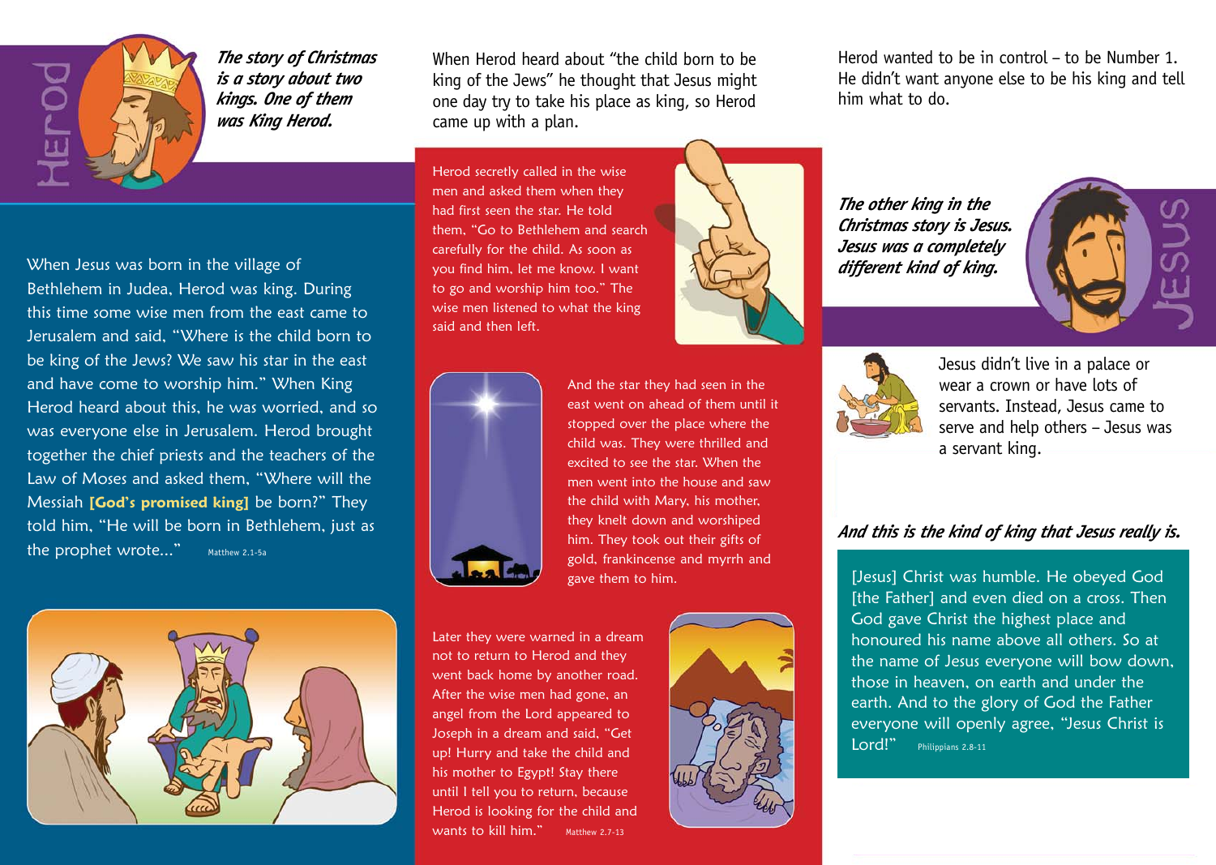# Herod

***The story of Christmas is a story about two kings. One of them was King Herod.***

When Jesus was born in the village of Bethlehem in Judea, Herod was king. During this time some wise men from the east came to Jerusalem and said, "Where is the child born to be king of the Jews? We saw his star in the east and have come to worship him." When King Herod heard about this, he was worried, and so was everyone else in Jerusalem. Herod brought together the chief priests and the teachers of the Law of Moses and asked them, "Where will the Messiah **[God's promised king]** be born?" They told him, "He will be born in Bethlehem, just as the prophet wrote..." Matthew 2.1-5a

When Herod heard about "the child born to be king of the Jews" he thought that Jesus might one day try to take his place as king, so Herod came up with a plan.

Herod secretly called in the wise men and asked them when they had first seen the star. He told them, "Go to Bethlehem and search carefully for the child. As soon as you find him, let me know. I want to go and worship him too." The wise men listened to what the king said and then left.

And the star they had seen in the east went on ahead of them until it stopped over the place where the child was. They were thrilled and excited to see the star. When the men went into the house and saw the child with Mary, his mother, they knelt down and worshiped him. They took out their gifts of gold, frankincense and myrrh and gave them to him.

Later they were warned in a dream not to return to Herod and they went back home by another road. After the wise men had gone, an angel from the Lord appeared to Joseph in a dream and said, "Get up! Hurry and take the child and his mother to Egypt! Stay there until I tell you to return, because Herod is looking for the child and wants to kill him." Matthew 2.7-13

Herod wanted to be in control – to be Number 1. He didn't want anyone else to be his king and tell him what to do.

# Jesus

***The other king in the Christmas story is Jesus. Jesus was a completely different kind of king.***

Jesus didn't live in a palace or wear a crown or have lots of servants. Instead, Jesus came to serve and help others – Jesus was a servant king.

***And this is the kind of king that Jesus really is.***

[Jesus] Christ was humble. He obeyed God [the Father] and even died on a cross. Then God gave Christ the highest place and honoured his name above all others. So at the name of Jesus everyone will bow down, those in heaven, on earth and under the earth. And to the glory of God the Father everyone will openly agree, "Jesus Christ is Lord!" Philippians 2.8-11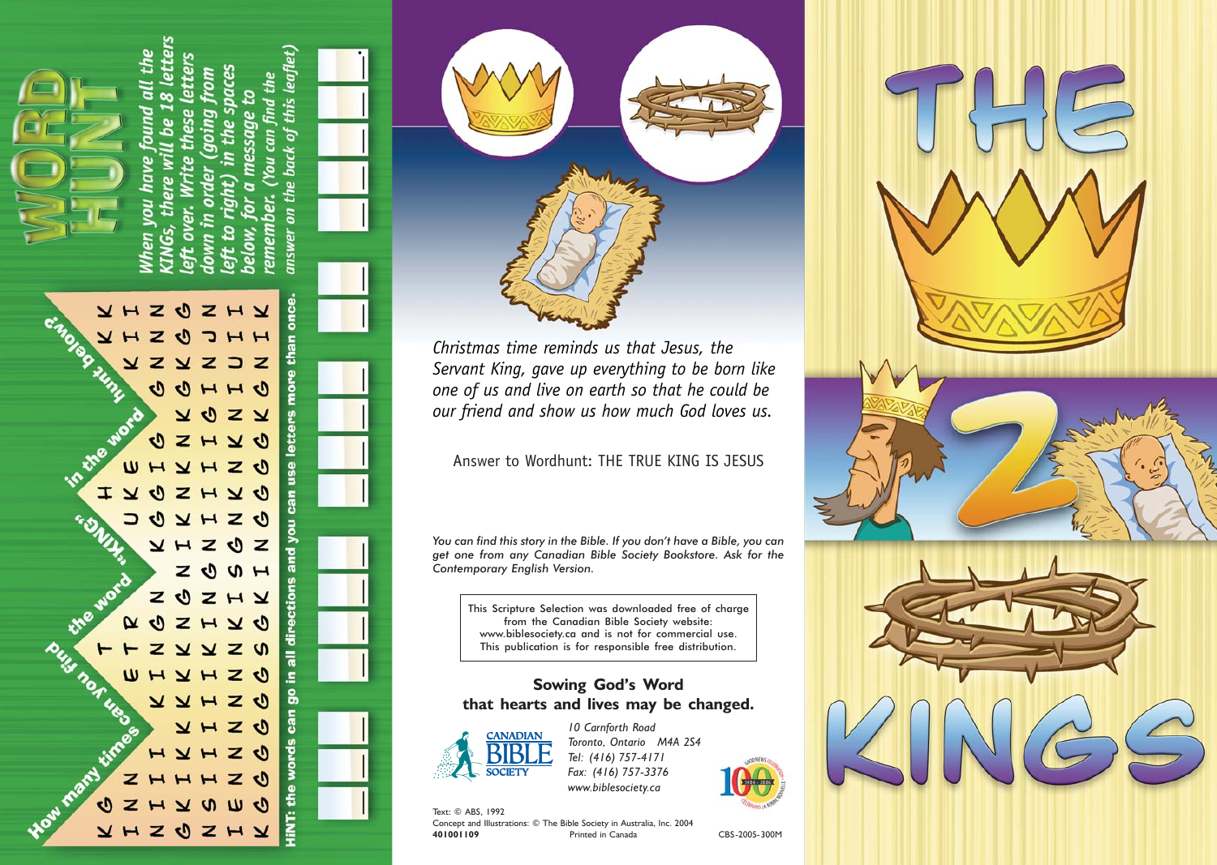# WORD HUNT

*When you have found all the KINGs, there will be 18 letters left over. Write these letters down in order (going from left to right) in the spaces below, for a message to remember. (You can find the answer on the back of this leaflet)*

**How many times can you find the word "KING" in the word hunt below?**

**HINT: the words can go in all directions and you can use letters more than once.**

*Christmas time reminds us that Jesus, the Servant King, gave up everything to be born like one of us and live on earth so that he could be our friend and show us how much God loves us.*

Answer to Wordhunt: THE TRUE KING IS JESUS

*You can find this story in the Bible. If you don't have a Bible, you can get one from any Canadian Bible Society Bookstore. Ask for the Contemporary English Version.*

This Scripture Selection was downloaded free of charge from the Canadian Bible Society website: www.biblesociety.ca and is not for commercial use. This publication is for responsible free distribution.

**Sowing God's Word that hearts and lives may be changed.**

CANADIAN BIBLE SOCIETY

*10 Carnforth Road*
*Toronto, Ontario M4A 2S4*
*Tel: (416) 757-4171*
*Fax: (416) 757-3376*
*www.biblesociety.ca*

Text: © ABS, 1992
Concept and Illustrations: © The Bible Society in Australia, Inc. 2004
**401001109** Printed in Canada CBS-2005-300M

# THE 2 KINGS